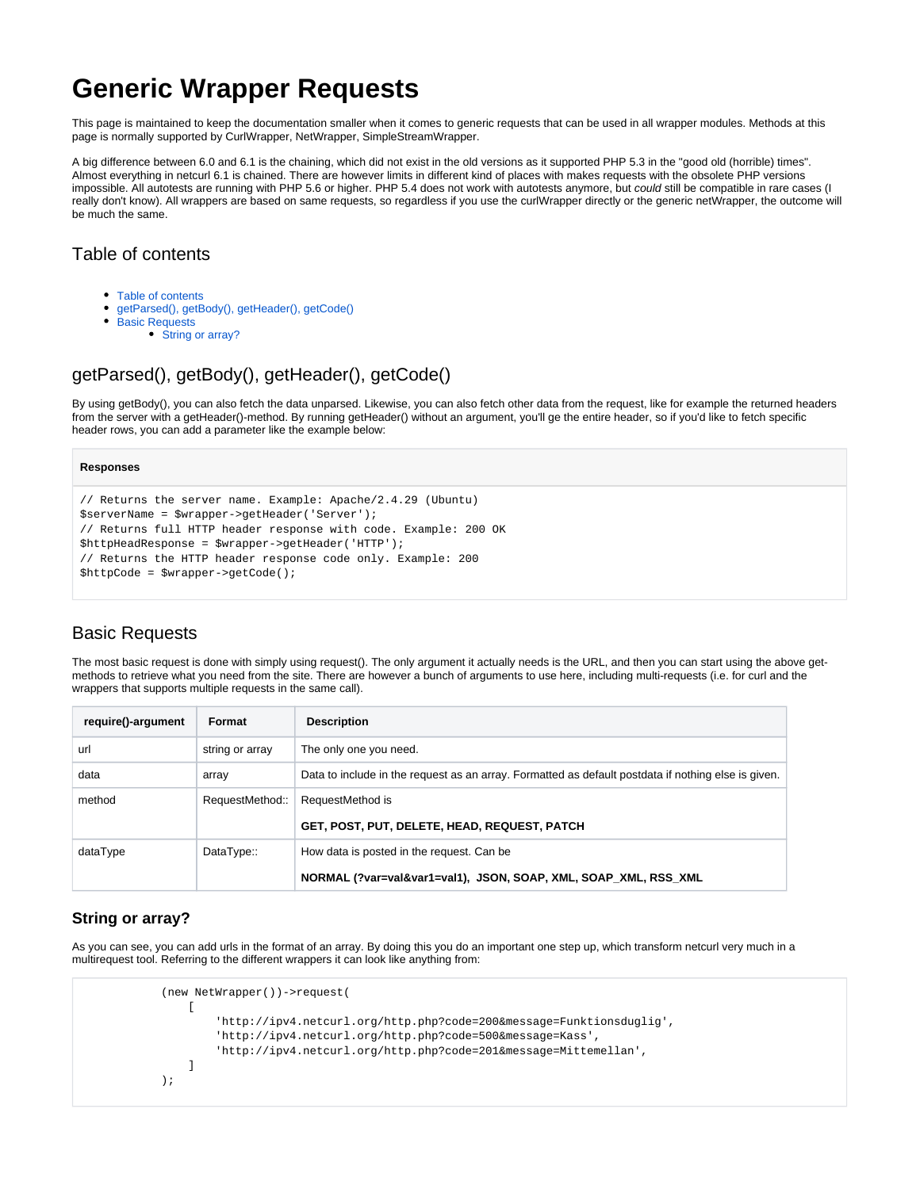# Generic Wrapper Requests

This page is maintained to keep the documentation smaller when it comes to generic requests that can be used in all wrapper modules. Methods at this page is normally supported by CurlWrapper, NetWrapper, SimpleStreamWrapper.

A big difference between 6.0 and 6.1 is the chaining, which did not exist in the old versions as it supported PHP 5.3 in the "good old (horrible) times". Almost everything in netcurl 6.1 is chained. There are however limits in different kind of places with makes requests with the obsolete PHP versions impossible. All autotests are running with PHP 5.6 or higher. PHP 5.4 does not work with autotests anymore, but *could* still be compatible in rare cases (I really don't know). All wrappers are based on same requests, so regardless if you use the curlWrapper directly or the generic netWrapper, the outcome will be much the same.

## Table of contents

- Table of contents
- getParsed(), getBody(), getHeader(), getCode()
- Basic Requests
    - String or array?

## getParsed(), getBody(), getHeader(), getCode()

By using getBody(), you can also fetch the data unparsed. Likewise, you can also fetch other data from the request, like for example the returned headers from the server with a getHeader()-method. By running getHeader() without an argument, you'll ge the entire header, so if you'd like to fetch specific header rows, you can add a parameter like the example below:

**Responses**

```
// Returns the server name. Example: Apache/2.4.29 (Ubuntu)
$serverName = $wrapper->getHeader('Server');
// Returns full HTTP header response with code. Example: 200 OK
$httpHeadResponse = $wrapper->getHeader('HTTP');
// Returns the HTTP header response code only. Example: 200
$httpCode = $wrapper->getCode();
```

## Basic Requests

The most basic request is done with simply using request(). The only argument it actually needs is the URL, and then you can start using the above get-methods to retrieve what you need from the site. There are however a bunch of arguments to use here, including multi-requests (i.e. for curl and the wrappers that supports multiple requests in the same call).

| require()-argument | Format | Description |
|---|---|---|
| url | string or array | The only one you need. |
| data | array | Data to include in the request as an array. Formatted as default postdata if nothing else is given. |
| method | RequestMethod:: | RequestMethod is<br><br>**GET, POST, PUT, DELETE, HEAD, REQUEST, PATCH** |
| dataType | DataType:: | How data is posted in the request. Can be<br><br>**NORMAL (?var=val&var1=val1), JSON, SOAP, XML, SOAP_XML, RSS_XML** |

### String or array?

As you can see, you can add urls in the format of an array. By doing this you do an important one step up, which transform netcurl very much in a multirequest tool. Referring to the different wrappers it can look like anything from:

```
            (new NetWrapper())->request(
                [
                    'http://ipv4.netcurl.org/http.php?code=200&message=Funktionsduglig',
                    'http://ipv4.netcurl.org/http.php?code=500&message=Kass',
                    'http://ipv4.netcurl.org/http.php?code=201&message=Mittemellan',
                ]
            );
```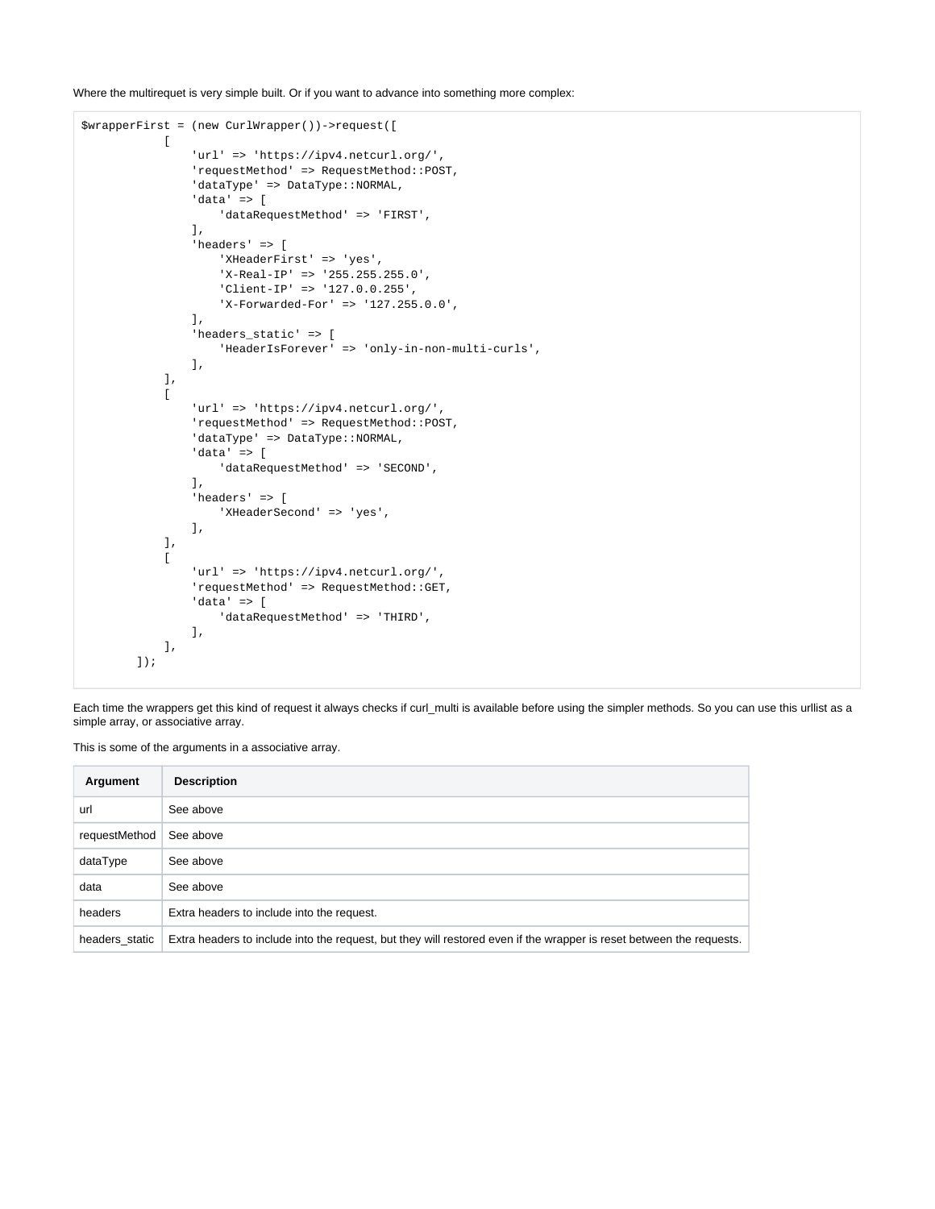Where the multirequet is very simple built. Or if you want to advance into something more complex:

```
$wrapperFirst = (new CurlWrapper())->request([
            [
                'url' => 'https://ipv4.netcurl.org/',
                'requestMethod' => RequestMethod::POST,
                'dataType' => DataType::NORMAL,
                'data' => [
                    'dataRequestMethod' => 'FIRST',
                ],
                'headers' => [
                    'XHeaderFirst' => 'yes',
                    'X-Real-IP' => '255.255.255.0',
                    'Client-IP' => '127.0.0.255',
                    'X-Forwarded-For' => '127.255.0.0',
                ],
                'headers_static' => [
                    'HeaderIsForever' => 'only-in-non-multi-curls',
                ],
            ],
            [
                'url' => 'https://ipv4.netcurl.org/',
                'requestMethod' => RequestMethod::POST,
                'dataType' => DataType::NORMAL,
                'data' => [
                    'dataRequestMethod' => 'SECOND',
                ],
                'headers' => [
                    'XHeaderSecond' => 'yes',
                ],
            ],
            [
                'url' => 'https://ipv4.netcurl.org/',
                'requestMethod' => RequestMethod::GET,
                'data' => [
                    'dataRequestMethod' => 'THIRD',
                ],
            ],
        ]);
```

Each time the wrappers get this kind of request it always checks if curl_multi is available before using the simpler methods. So you can use this urllist as a simple array, or associative array.

This is some of the arguments in a associative array.

| Argument | Description |
|---|---|
| url | See above |
| requestMethod | See above |
| dataType | See above |
| data | See above |
| headers | Extra headers to include into the request. |
| headers_static | Extra headers to include into the request, but they will restored even if the wrapper is reset between the requests. |